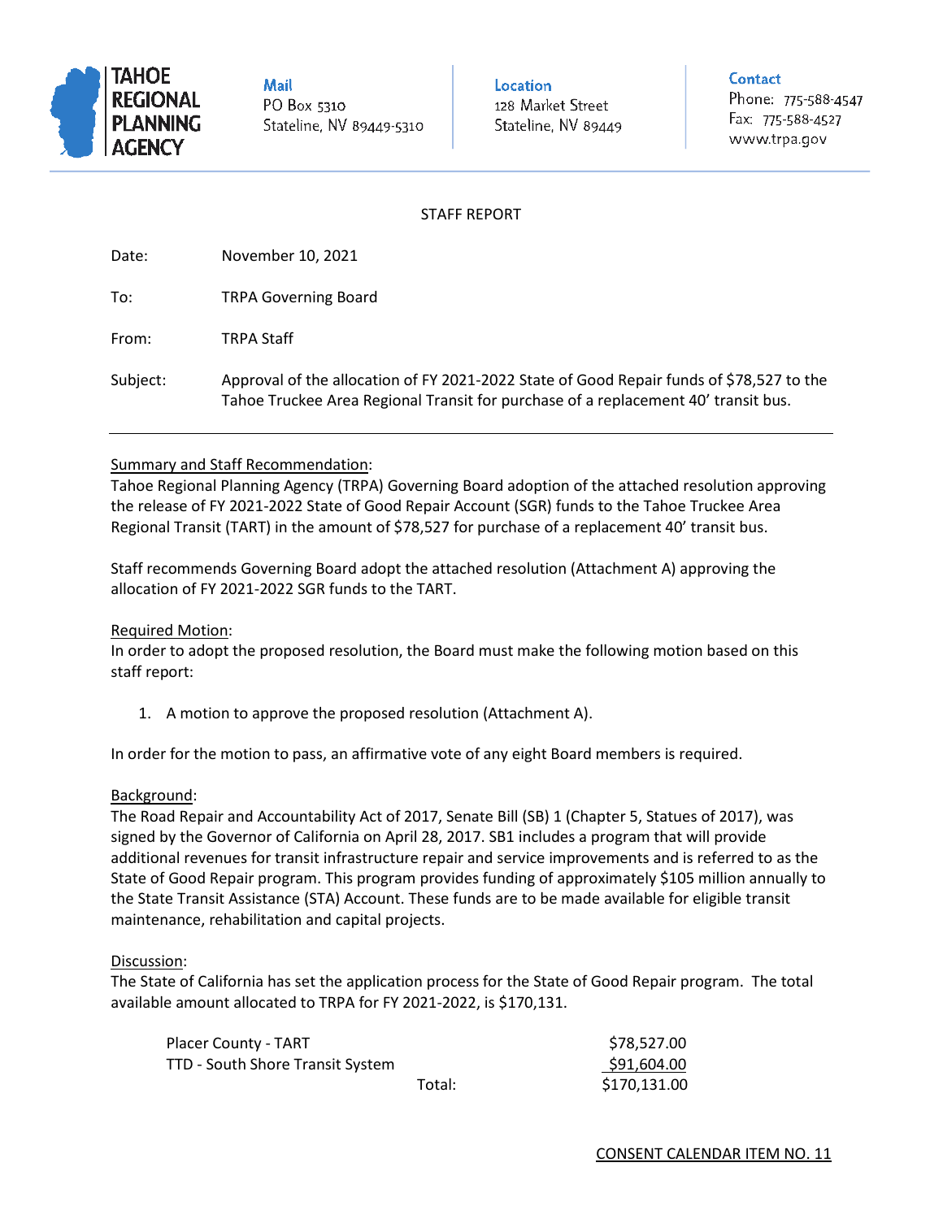**TAHOE REGIONAL PLANNING AGENCY**

**Mail**
PO Box 5310
Stateline, NV 89449-5310

**Location**
128 Market Street
Stateline, NV 89449

**Contact**
Phone: 775-588-4547
Fax: 775-588-4527
www.trpa.gov

STAFF REPORT

Date: November 10, 2021

To: TRPA Governing Board

From: TRPA Staff

Subject: Approval of the allocation of FY 2021-2022 State of Good Repair funds of $78,527 to the Tahoe Truckee Area Regional Transit for purchase of a replacement 40' transit bus.

---

Summary and Staff Recommendation:

Tahoe Regional Planning Agency (TRPA) Governing Board adoption of the attached resolution approving the release of FY 2021-2022 State of Good Repair Account (SGR) funds to the Tahoe Truckee Area Regional Transit (TART) in the amount of $78,527 for purchase of a replacement 40' transit bus.

Staff recommends Governing Board adopt the attached resolution (Attachment A) approving the allocation of FY 2021-2022 SGR funds to the TART.

Required Motion:

In order to adopt the proposed resolution, the Board must make the following motion based on this staff report:

1. A motion to approve the proposed resolution (Attachment A).

In order for the motion to pass, an affirmative vote of any eight Board members is required.

Background:

The Road Repair and Accountability Act of 2017, Senate Bill (SB) 1 (Chapter 5, Statues of 2017), was signed by the Governor of California on April 28, 2017. SB1 includes a program that will provide additional revenues for transit infrastructure repair and service improvements and is referred to as the State of Good Repair program. This program provides funding of approximately $105 million annually to the State Transit Assistance (STA) Account. These funds are to be made available for eligible transit maintenance, rehabilitation and capital projects.

Discussion:

The State of California has set the application process for the State of Good Repair program. The total available amount allocated to TRPA for FY 2021-2022, is $170,131.

| | | |
|---|---|---|
| Placer County - TART | | $78,527.00 |
| TTD - South Shore Transit System | | $91,604.00 |
| | Total: | $170,131.00 |

CONSENT CALENDAR ITEM NO. 11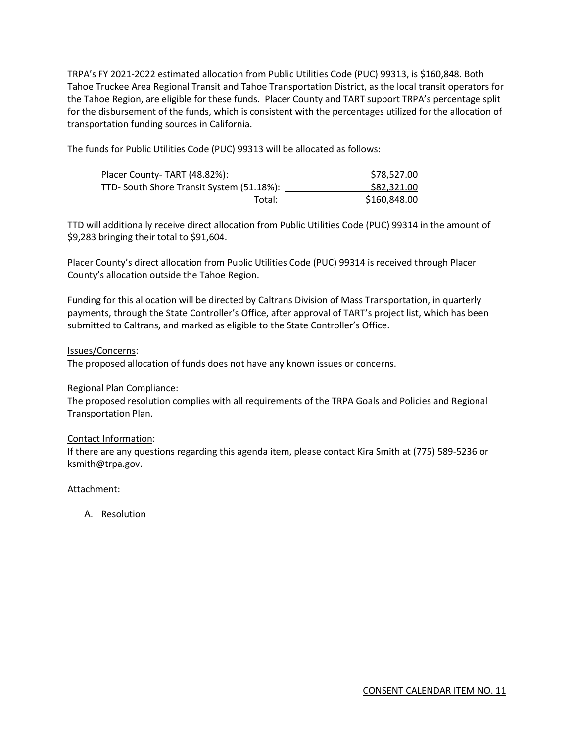TRPA's FY 2021-2022 estimated allocation from Public Utilities Code (PUC) 99313, is $160,848. Both Tahoe Truckee Area Regional Transit and Tahoe Transportation District, as the local transit operators for the Tahoe Region, are eligible for these funds. Placer County and TART support TRPA's percentage split for the disbursement of the funds, which is consistent with the percentages utilized for the allocation of transportation funding sources in California.

The funds for Public Utilities Code (PUC) 99313 will be allocated as follows:

| | |
|---|---|
| Placer County- TART (48.82%): | $78,527.00 |
| TTD- South Shore Transit System (51.18%): | $82,321.00 |
| Total: | $160,848.00 |

TTD will additionally receive direct allocation from Public Utilities Code (PUC) 99314 in the amount of $9,283 bringing their total to $91,604.

Placer County's direct allocation from Public Utilities Code (PUC) 99314 is received through Placer County's allocation outside the Tahoe Region.

Funding for this allocation will be directed by Caltrans Division of Mass Transportation, in quarterly payments, through the State Controller's Office, after approval of TART's project list, which has been submitted to Caltrans, and marked as eligible to the State Controller's Office.

Issues/Concerns:
The proposed allocation of funds does not have any known issues or concerns.

Regional Plan Compliance:
The proposed resolution complies with all requirements of the TRPA Goals and Policies and Regional Transportation Plan.

Contact Information:
If there are any questions regarding this agenda item, please contact Kira Smith at (775) 589-5236 or ksmith@trpa.gov.

Attachment:

A. Resolution

CONSENT CALENDAR ITEM NO. 11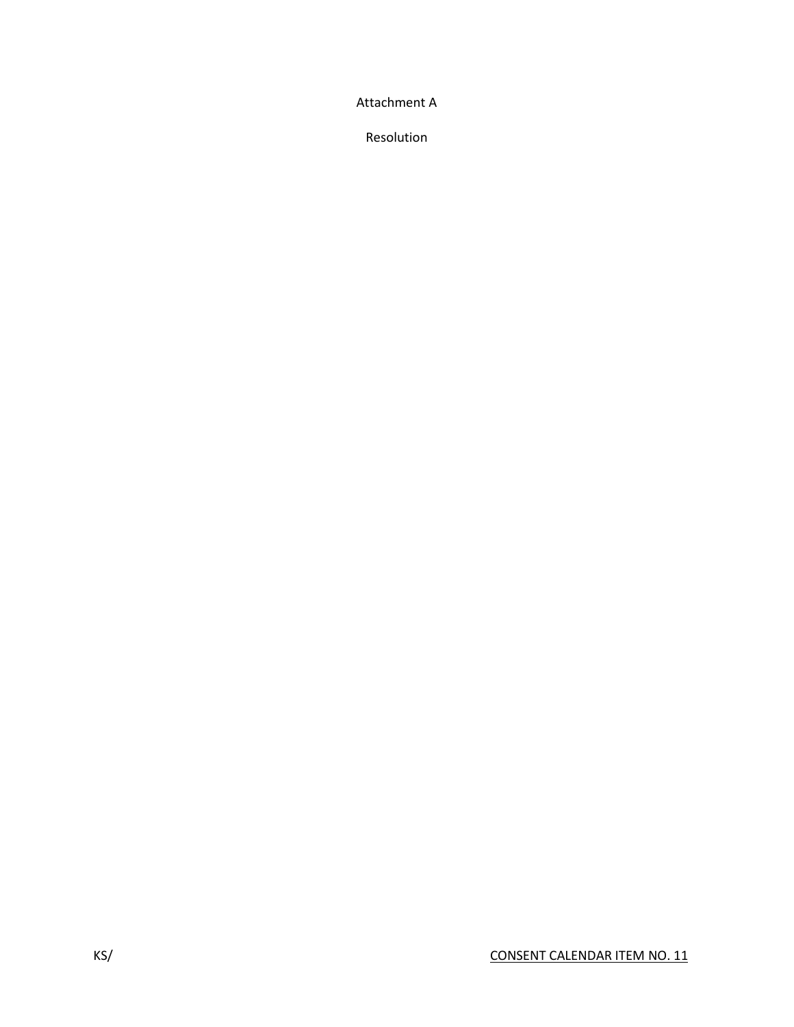Attachment A

Resolution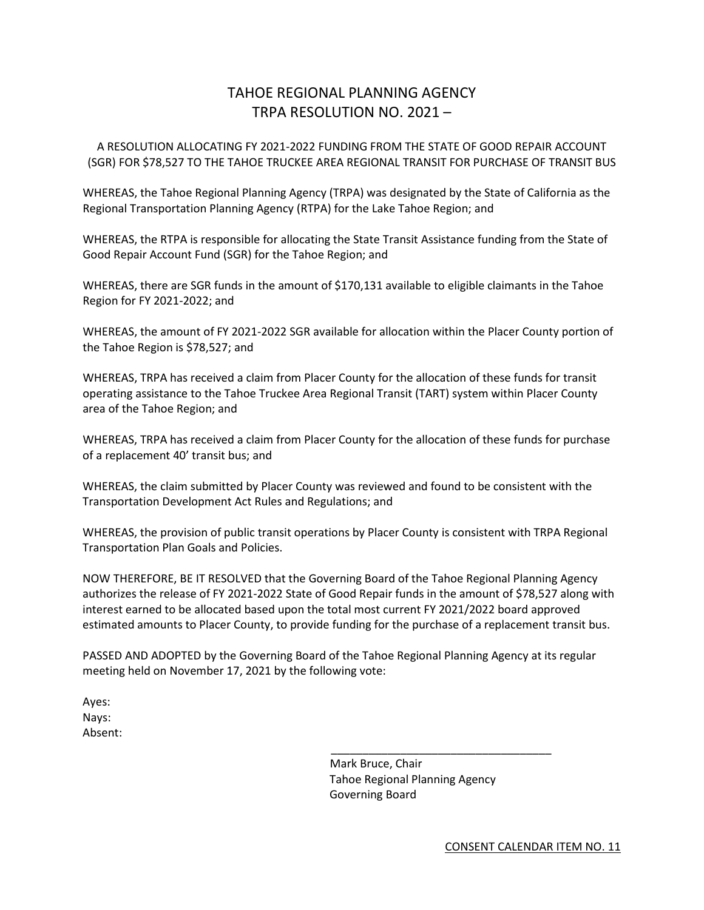# TAHOE REGIONAL PLANNING AGENCY
# TRPA RESOLUTION NO. 2021 –

A RESOLUTION ALLOCATING FY 2021-2022 FUNDING FROM THE STATE OF GOOD REPAIR ACCOUNT (SGR) FOR $78,527 TO THE TAHOE TRUCKEE AREA REGIONAL TRANSIT FOR PURCHASE OF TRANSIT BUS

WHEREAS, the Tahoe Regional Planning Agency (TRPA) was designated by the State of California as the Regional Transportation Planning Agency (RTPA) for the Lake Tahoe Region; and

WHEREAS, the RTPA is responsible for allocating the State Transit Assistance funding from the State of Good Repair Account Fund (SGR) for the Tahoe Region; and

WHEREAS, there are SGR funds in the amount of $170,131 available to eligible claimants in the Tahoe Region for FY 2021-2022; and

WHEREAS, the amount of FY 2021-2022 SGR available for allocation within the Placer County portion of the Tahoe Region is $78,527; and

WHEREAS, TRPA has received a claim from Placer County for the allocation of these funds for transit operating assistance to the Tahoe Truckee Area Regional Transit (TART) system within Placer County area of the Tahoe Region; and

WHEREAS, TRPA has received a claim from Placer County for the allocation of these funds for purchase of a replacement 40' transit bus; and

WHEREAS, the claim submitted by Placer County was reviewed and found to be consistent with the Transportation Development Act Rules and Regulations; and

WHEREAS, the provision of public transit operations by Placer County is consistent with TRPA Regional Transportation Plan Goals and Policies.

NOW THEREFORE, BE IT RESOLVED that the Governing Board of the Tahoe Regional Planning Agency authorizes the release of FY 2021-2022 State of Good Repair funds in the amount of $78,527 along with interest earned to be allocated based upon the total most current FY 2021/2022 board approved estimated amounts to Placer County, to provide funding for the purchase of a replacement transit bus.

PASSED AND ADOPTED by the Governing Board of the Tahoe Regional Planning Agency at its regular meeting held on November 17, 2021 by the following vote:

Ayes:
Nays:
Absent:

\_\_\_\_\_\_\_\_\_\_\_\_\_\_\_\_\_\_\_\_\_\_\_\_\_\_\_\_\_\_\_\_\_\_\_\_

Mark Bruce, Chair
Tahoe Regional Planning Agency
Governing Board

CONSENT CALENDAR ITEM NO. 11